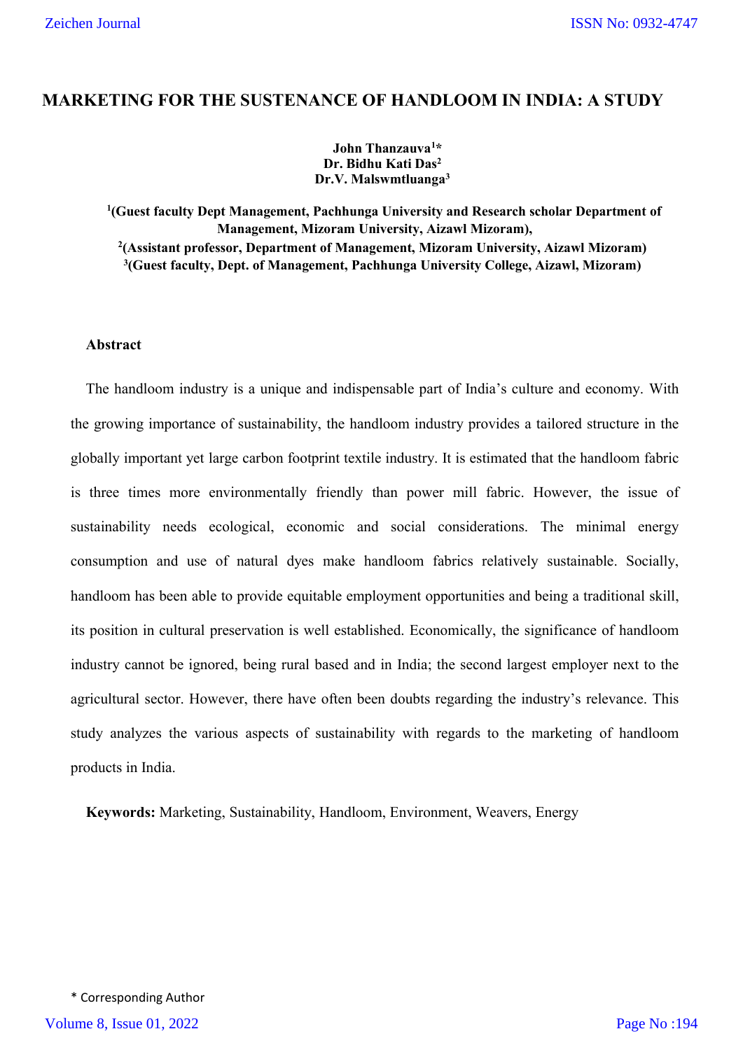# MARKETING FOR THE SUSTENANCE OF HANDLOOM IN INDIA: A STUDY

**John Thanzauva[1]***
**Dr. Bidhu Kati Das[2]**
**Dr.V. Malswmtluanga[3]**

**[1](Guest faculty Dept Management, Pachhunga University and Research scholar Department of Management, Mizoram University, Aizawl Mizoram),**
**[2](Assistant professor, Department of Management, Mizoram University, Aizawl Mizoram)**
**[3](Guest faculty, Dept. of Management, Pachhunga University College, Aizawl, Mizoram)**

## Abstract

The handloom industry is a unique and indispensable part of India's culture and economy. With the growing importance of sustainability, the handloom industry provides a tailored structure in the globally important yet large carbon footprint textile industry. It is estimated that the handloom fabric is three times more environmentally friendly than power mill fabric. However, the issue of sustainability needs ecological, economic and social considerations. The minimal energy consumption and use of natural dyes make handloom fabrics relatively sustainable. Socially, handloom has been able to provide equitable employment opportunities and being a traditional skill, its position in cultural preservation is well established. Economically, the significance of handloom industry cannot be ignored, being rural based and in India; the second largest employer next to the agricultural sector. However, there have often been doubts regarding the industry's relevance. This study analyzes the various aspects of sustainability with regards to the marketing of handloom products in India.

**Keywords:** Marketing, Sustainability, Handloom, Environment, Weavers, Energy

\* Corresponding Author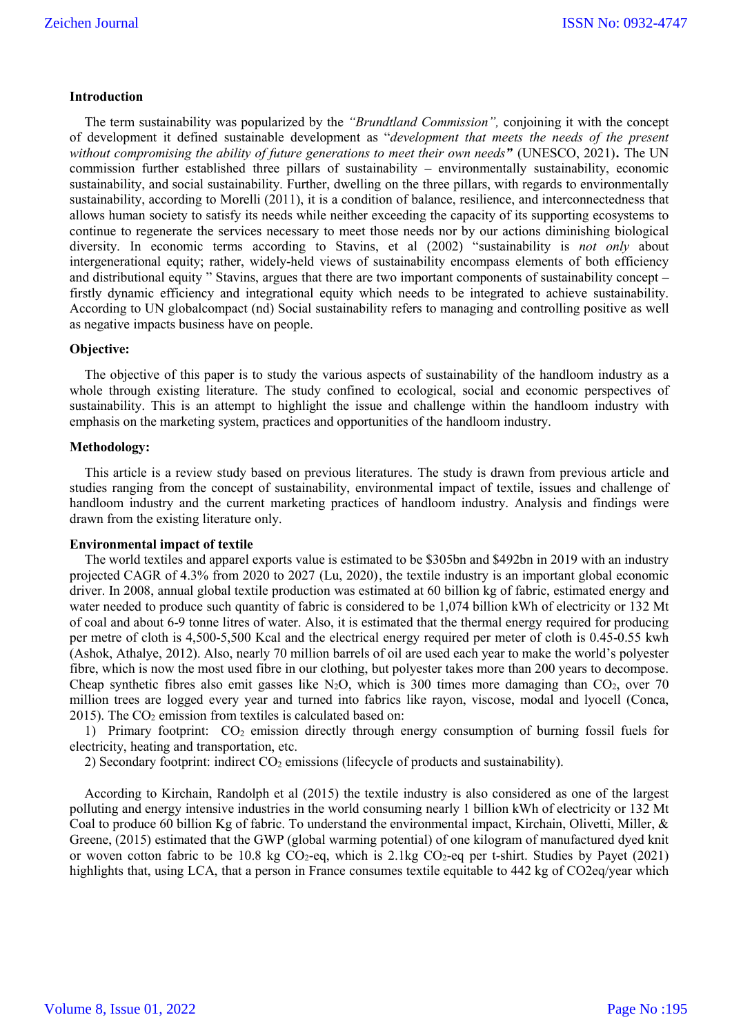**Introduction**

The term sustainability was popularized by the *"Brundtland Commission",* conjoining it with the concept of development it defined sustainable development as "*development that meets the needs of the present without compromising the ability of future generations to meet their own needs***"** (UNESCO, 2021)**.** The UN commission further established three pillars of sustainability – environmentally sustainability, economic sustainability, and social sustainability. Further, dwelling on the three pillars, with regards to environmentally sustainability, according to Morelli (2011), it is a condition of balance, resilience, and interconnectedness that allows human society to satisfy its needs while neither exceeding the capacity of its supporting ecosystems to continue to regenerate the services necessary to meet those needs nor by our actions diminishing biological diversity. In economic terms according to Stavins, et al (2002) "sustainability is *not only* about intergenerational equity; rather, widely-held views of sustainability encompass elements of both efficiency and distributional equity " Stavins, argues that there are two important components of sustainability concept – firstly dynamic efficiency and integrational equity which needs to be integrated to achieve sustainability. According to UN globalcompact (nd) Social sustainability refers to managing and controlling positive as well as negative impacts business have on people.

**Objective:**

The objective of this paper is to study the various aspects of sustainability of the handloom industry as a whole through existing literature. The study confined to ecological, social and economic perspectives of sustainability. This is an attempt to highlight the issue and challenge within the handloom industry with emphasis on the marketing system, practices and opportunities of the handloom industry.

**Methodology:**

This article is a review study based on previous literatures. The study is drawn from previous article and studies ranging from the concept of sustainability, environmental impact of textile, issues and challenge of handloom industry and the current marketing practices of handloom industry. Analysis and findings were drawn from the existing literature only.

**Environmental impact of textile**

The world textiles and apparel exports value is estimated to be $305bn and $492bn in 2019 with an industry projected CAGR of 4.3% from 2020 to 2027 (Lu, 2020), the textile industry is an important global economic driver. In 2008, annual global textile production was estimated at 60 billion kg of fabric, estimated energy and water needed to produce such quantity of fabric is considered to be 1,074 billion kWh of electricity or 132 Mt of coal and about 6-9 tonne litres of water. Also, it is estimated that the thermal energy required for producing per metre of cloth is 4,500-5,500 Kcal and the electrical energy required per meter of cloth is 0.45-0.55 kwh (Ashok, Athalye, 2012). Also, nearly 70 million barrels of oil are used each year to make the world's polyester fibre, which is now the most used fibre in our clothing, but polyester takes more than 200 years to decompose. Cheap synthetic fibres also emit gasses like $N_2O$, which is 300 times more damaging than $CO_2$, over 70 million trees are logged every year and turned into fabrics like rayon, viscose, modal and lyocell (Conca, 2015). The $CO_2$ emission from textiles is calculated based on:

1) Primary footprint: $CO_2$ emission directly through energy consumption of burning fossil fuels for electricity, heating and transportation, etc.

2) Secondary footprint: indirect $CO_2$ emissions (lifecycle of products and sustainability).

According to Kirchain, Randolph et al (2015) the textile industry is also considered as one of the largest polluting and energy intensive industries in the world consuming nearly 1 billion kWh of electricity or 132 Mt Coal to produce 60 billion Kg of fabric. To understand the environmental impact, Kirchain, Olivetti, Miller, & Greene, (2015) estimated that the GWP (global warming potential) of one kilogram of manufactured dyed knit or woven cotton fabric to be 10.8 kg $CO_2$-eq, which is 2.1kg $CO_2$-eq per t-shirt. Studies by Payet (2021) highlights that, using LCA, that a person in France consumes textile equitable to 442 kg of CO2eq/year which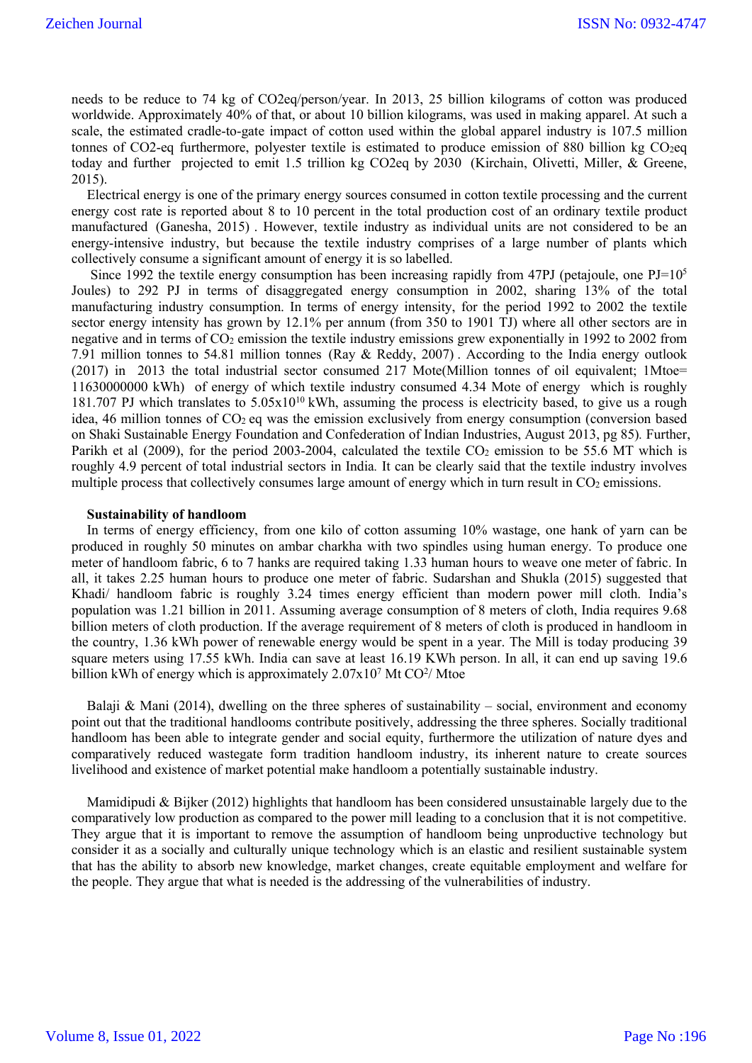needs to be reduce to 74 kg of CO2eq/person/year. In 2013, 25 billion kilograms of cotton was produced worldwide. Approximately 40% of that, or about 10 billion kilograms, was used in making apparel. At such a scale, the estimated cradle-to-gate impact of cotton used within the global apparel industry is 107.5 million tonnes of CO2-eq furthermore, polyester textile is estimated to produce emission of 880 billion kg $CO_2$eq today and further projected to emit 1.5 trillion kg CO2eq by 2030 (Kirchain, Olivetti, Miller, & Greene, 2015).

Electrical energy is one of the primary energy sources consumed in cotton textile processing and the current energy cost rate is reported about 8 to 10 percent in the total production cost of an ordinary textile product manufactured (Ganesha, 2015) . However, textile industry as individual units are not considered to be an energy-intensive industry, but because the textile industry comprises of a large number of plants which collectively consume a significant amount of energy it is so labelled.

Since 1992 the textile energy consumption has been increasing rapidly from 47PJ (petajoule, one PJ=$10^5$ Joules) to 292 PJ in terms of disaggregated energy consumption in 2002, sharing 13% of the total manufacturing industry consumption. In terms of energy intensity, for the period 1992 to 2002 the textile sector energy intensity has grown by 12.1% per annum (from 350 to 1901 TJ) where all other sectors are in negative and in terms of $CO_2$ emission the textile industry emissions grew exponentially in 1992 to 2002 from 7.91 million tonnes to 54.81 million tonnes (Ray & Reddy, 2007) . According to the India energy outlook (2017) in 2013 the total industrial sector consumed 217 Mote(Million tonnes of oil equivalent; 1Mtoe= 11630000000 kWh) of energy of which textile industry consumed 4.34 Mote of energy which is roughly 181.707 PJ which translates to $5.05\times10^{10}$ kWh, assuming the process is electricity based, to give us a rough idea, 46 million tonnes of $CO_2$ eq was the emission exclusively from energy consumption (conversion based on Shaki Sustainable Energy Foundation and Confederation of Indian Industries, August 2013, pg 85). Further, Parikh et al (2009), for the period 2003-2004, calculated the textile $CO_2$ emission to be 55.6 MT which is roughly 4.9 percent of total industrial sectors in India. It can be clearly said that the textile industry involves multiple process that collectively consumes large amount of energy which in turn result in $CO_2$ emissions.

**Sustainability of handloom**

In terms of energy efficiency, from one kilo of cotton assuming 10% wastage, one hank of yarn can be produced in roughly 50 minutes on ambar charkha with two spindles using human energy. To produce one meter of handloom fabric, 6 to 7 hanks are required taking 1.33 human hours to weave one meter of fabric. In all, it takes 2.25 human hours to produce one meter of fabric. Sudarshan and Shukla (2015) suggested that Khadi/ handloom fabric is roughly 3.24 times energy efficient than modern power mill cloth. India's population was 1.21 billion in 2011. Assuming average consumption of 8 meters of cloth, India requires 9.68 billion meters of cloth production. If the average requirement of 8 meters of cloth is produced in handloom in the country, 1.36 kWh power of renewable energy would be spent in a year. The Mill is today producing 39 square meters using 17.55 kWh. India can save at least 16.19 KWh person. In all, it can end up saving 19.6 billion kWh of energy which is approximately $2.07\times10^7$ Mt $CO^2$/ Mtoe

Balaji & Mani (2014), dwelling on the three spheres of sustainability – social, environment and economy point out that the traditional handlooms contribute positively, addressing the three spheres. Socially traditional handloom has been able to integrate gender and social equity, furthermore the utilization of nature dyes and comparatively reduced wastegate form tradition handloom industry, its inherent nature to create sources livelihood and existence of market potential make handloom a potentially sustainable industry.

Mamidipudi & Bijker (2012) highlights that handloom has been considered unsustainable largely due to the comparatively low production as compared to the power mill leading to a conclusion that it is not competitive. They argue that it is important to remove the assumption of handloom being unproductive technology but consider it as a socially and culturally unique technology which is an elastic and resilient sustainable system that has the ability to absorb new knowledge, market changes, create equitable employment and welfare for the people. They argue that what is needed is the addressing of the vulnerabilities of industry.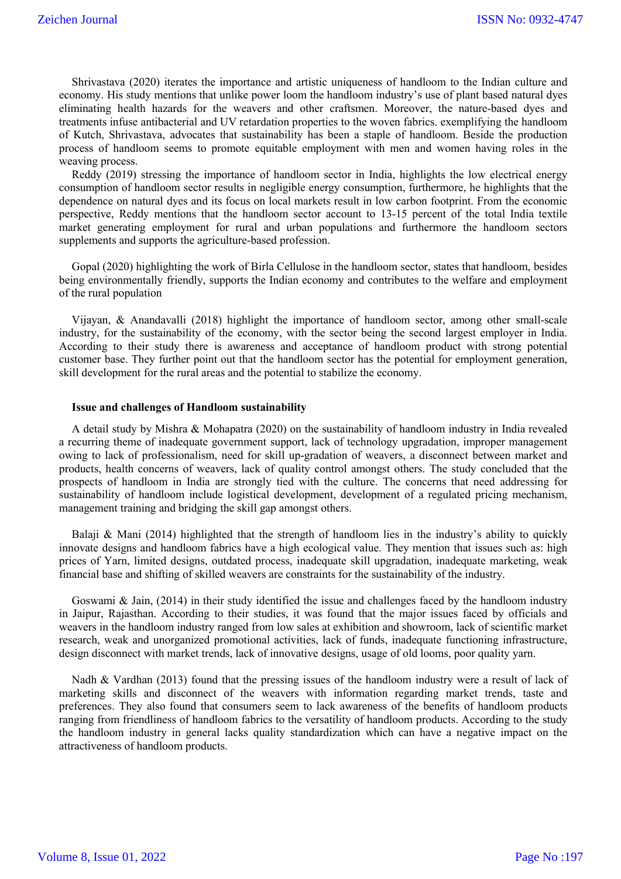Shrivastava (2020) iterates the importance and artistic uniqueness of handloom to the Indian culture and economy. His study mentions that unlike power loom the handloom industry's use of plant based natural dyes eliminating health hazards for the weavers and other craftsmen. Moreover, the nature-based dyes and treatments infuse antibacterial and UV retardation properties to the woven fabrics. exemplifying the handloom of Kutch, Shrivastava, advocates that sustainability has been a staple of handloom. Beside the production process of handloom seems to promote equitable employment with men and women having roles in the weaving process.

Reddy (2019) stressing the importance of handloom sector in India, highlights the low electrical energy consumption of handloom sector results in negligible energy consumption, furthermore, he highlights that the dependence on natural dyes and its focus on local markets result in low carbon footprint. From the economic perspective, Reddy mentions that the handloom sector account to 13-15 percent of the total India textile market generating employment for rural and urban populations and furthermore the handloom sectors supplements and supports the agriculture-based profession.

Gopal (2020) highlighting the work of Birla Cellulose in the handloom sector, states that handloom, besides being environmentally friendly, supports the Indian economy and contributes to the welfare and employment of the rural population

Vijayan, & Anandavalli (2018) highlight the importance of handloom sector, among other small-scale industry, for the sustainability of the economy, with the sector being the second largest employer in India. According to their study there is awareness and acceptance of handloom product with strong potential customer base. They further point out that the handloom sector has the potential for employment generation, skill development for the rural areas and the potential to stabilize the economy.

**Issue and challenges of Handloom sustainability**

A detail study by Mishra & Mohapatra (2020) on the sustainability of handloom industry in India revealed a recurring theme of inadequate government support, lack of technology upgradation, improper management owing to lack of professionalism, need for skill up-gradation of weavers, a disconnect between market and products, health concerns of weavers, lack of quality control amongst others. The study concluded that the prospects of handloom in India are strongly tied with the culture. The concerns that need addressing for sustainability of handloom include logistical development, development of a regulated pricing mechanism, management training and bridging the skill gap amongst others.

Balaji & Mani (2014) highlighted that the strength of handloom lies in the industry's ability to quickly innovate designs and handloom fabrics have a high ecological value. They mention that issues such as: high prices of Yarn, limited designs, outdated process, inadequate skill upgradation, inadequate marketing, weak financial base and shifting of skilled weavers are constraints for the sustainability of the industry.

Goswami & Jain, (2014) in their study identified the issue and challenges faced by the handloom industry in Jaipur, Rajasthan. According to their studies, it was found that the major issues faced by officials and weavers in the handloom industry ranged from low sales at exhibition and showroom, lack of scientific market research, weak and unorganized promotional activities, lack of funds, inadequate functioning infrastructure, design disconnect with market trends, lack of innovative designs, usage of old looms, poor quality yarn.

Nadh & Vardhan (2013) found that the pressing issues of the handloom industry were a result of lack of marketing skills and disconnect of the weavers with information regarding market trends, taste and preferences. They also found that consumers seem to lack awareness of the benefits of handloom products ranging from friendliness of handloom fabrics to the versatility of handloom products. According to the study the handloom industry in general lacks quality standardization which can have a negative impact on the attractiveness of handloom products.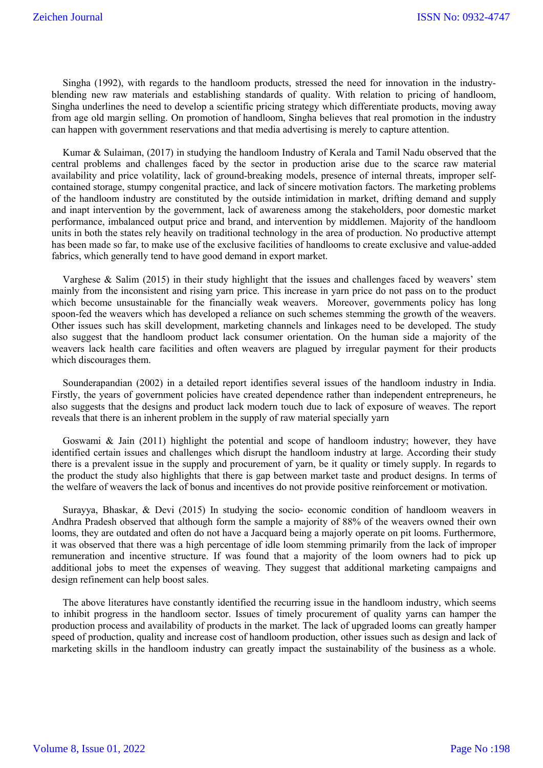Singha (1992), with regards to the handloom products, stressed the need for innovation in the industry-blending new raw materials and establishing standards of quality. With relation to pricing of handloom, Singha underlines the need to develop a scientific pricing strategy which differentiate products, moving away from age old margin selling. On promotion of handloom, Singha believes that real promotion in the industry can happen with government reservations and that media advertising is merely to capture attention.

Kumar & Sulaiman, (2017) in studying the handloom Industry of Kerala and Tamil Nadu observed that the central problems and challenges faced by the sector in production arise due to the scarce raw material availability and price volatility, lack of ground-breaking models, presence of internal threats, improper self-contained storage, stumpy congenital practice, and lack of sincere motivation factors. The marketing problems of the handloom industry are constituted by the outside intimidation in market, drifting demand and supply and inapt intervention by the government, lack of awareness among the stakeholders, poor domestic market performance, imbalanced output price and brand, and intervention by middlemen. Majority of the handloom units in both the states rely heavily on traditional technology in the area of production. No productive attempt has been made so far, to make use of the exclusive facilities of handlooms to create exclusive and value-added fabrics, which generally tend to have good demand in export market.

Varghese & Salim (2015) in their study highlight that the issues and challenges faced by weavers' stem mainly from the inconsistent and rising yarn price. This increase in yarn price do not pass on to the product which become unsustainable for the financially weak weavers. Moreover, governments policy has long spoon-fed the weavers which has developed a reliance on such schemes stemming the growth of the weavers. Other issues such has skill development, marketing channels and linkages need to be developed. The study also suggest that the handloom product lack consumer orientation. On the human side a majority of the weavers lack health care facilities and often weavers are plagued by irregular payment for their products which discourages them.

Sounderapandian (2002) in a detailed report identifies several issues of the handloom industry in India. Firstly, the years of government policies have created dependence rather than independent entrepreneurs, he also suggests that the designs and product lack modern touch due to lack of exposure of weaves. The report reveals that there is an inherent problem in the supply of raw material specially yarn

Goswami & Jain (2011) highlight the potential and scope of handloom industry; however, they have identified certain issues and challenges which disrupt the handloom industry at large. According their study there is a prevalent issue in the supply and procurement of yarn, be it quality or timely supply. In regards to the product the study also highlights that there is gap between market taste and product designs. In terms of the welfare of weavers the lack of bonus and incentives do not provide positive reinforcement or motivation.

Surayya, Bhaskar, & Devi (2015) In studying the socio- economic condition of handloom weavers in Andhra Pradesh observed that although form the sample a majority of 88% of the weavers owned their own looms, they are outdated and often do not have a Jacquard being a majorly operate on pit looms. Furthermore, it was observed that there was a high percentage of idle loom stemming primarily from the lack of improper remuneration and incentive structure. If was found that a majority of the loom owners had to pick up additional jobs to meet the expenses of weaving. They suggest that additional marketing campaigns and design refinement can help boost sales.

The above literatures have constantly identified the recurring issue in the handloom industry, which seems to inhibit progress in the handloom sector. Issues of timely procurement of quality yarns can hamper the production process and availability of products in the market. The lack of upgraded looms can greatly hamper speed of production, quality and increase cost of handloom production, other issues such as design and lack of marketing skills in the handloom industry can greatly impact the sustainability of the business as a whole.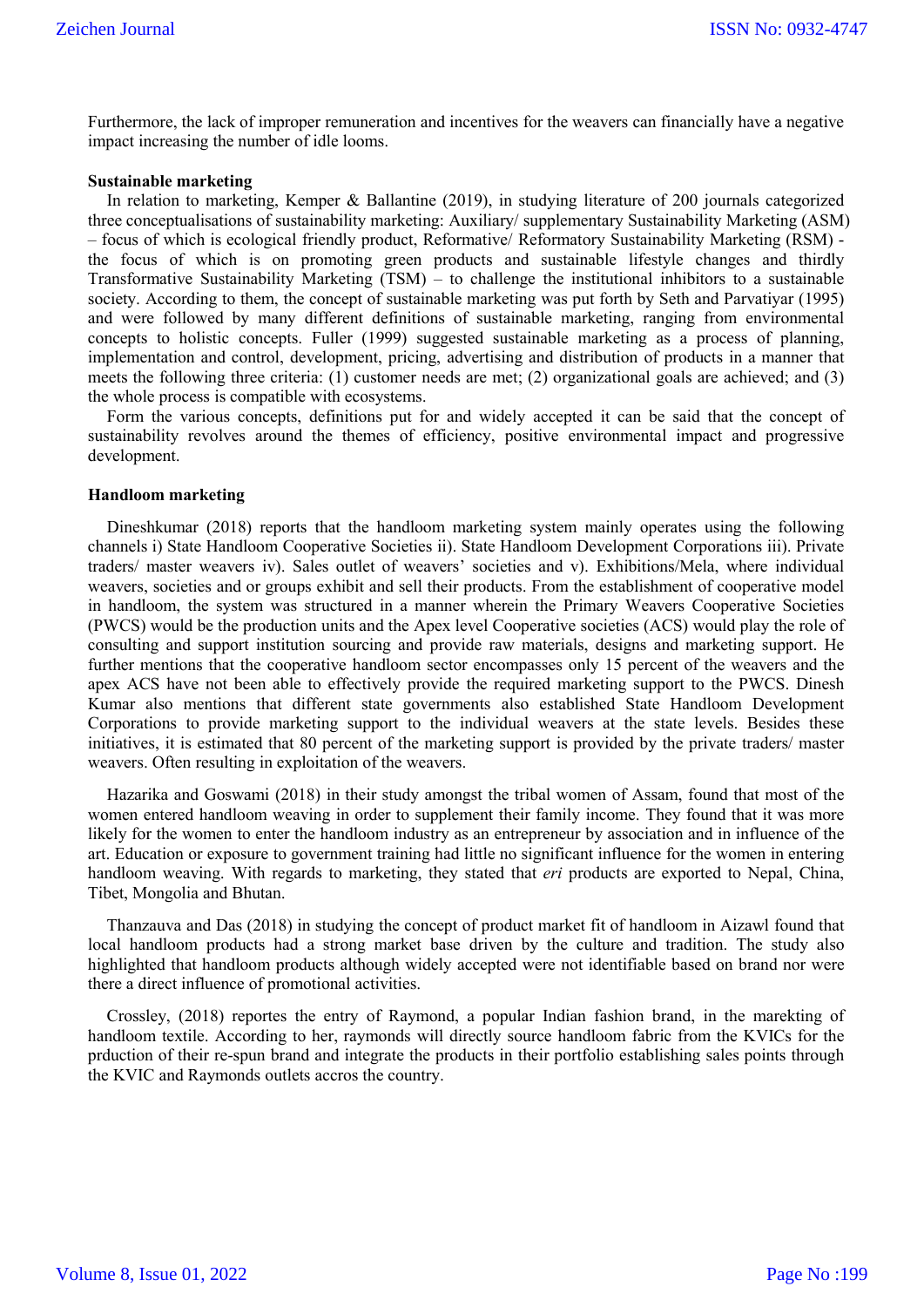Furthermore, the lack of improper remuneration and incentives for the weavers can financially have a negative impact increasing the number of idle looms.

## Sustainable marketing

In relation to marketing, Kemper & Ballantine (2019), in studying literature of 200 journals categorized three conceptualisations of sustainability marketing: Auxiliary/ supplementary Sustainability Marketing (ASM) – focus of which is ecological friendly product, Reformative/ Reformatory Sustainability Marketing (RSM) - the focus of which is on promoting green products and sustainable lifestyle changes and thirdly Transformative Sustainability Marketing (TSM) – to challenge the institutional inhibitors to a sustainable society. According to them, the concept of sustainable marketing was put forth by Seth and Parvatiyar (1995) and were followed by many different definitions of sustainable marketing, ranging from environmental concepts to holistic concepts. Fuller (1999) suggested sustainable marketing as a process of planning, implementation and control, development, pricing, advertising and distribution of products in a manner that meets the following three criteria: (1) customer needs are met; (2) organizational goals are achieved; and (3) the whole process is compatible with ecosystems.

Form the various concepts, definitions put for and widely accepted it can be said that the concept of sustainability revolves around the themes of efficiency, positive environmental impact and progressive development.

## Handloom marketing

Dineshkumar (2018) reports that the handloom marketing system mainly operates using the following channels i) State Handloom Cooperative Societies ii). State Handloom Development Corporations iii). Private traders/ master weavers iv). Sales outlet of weavers' societies and v). Exhibitions/Mela, where individual weavers, societies and or groups exhibit and sell their products. From the establishment of cooperative model in handloom, the system was structured in a manner wherein the Primary Weavers Cooperative Societies (PWCS) would be the production units and the Apex level Cooperative societies (ACS) would play the role of consulting and support institution sourcing and provide raw materials, designs and marketing support. He further mentions that the cooperative handloom sector encompasses only 15 percent of the weavers and the apex ACS have not been able to effectively provide the required marketing support to the PWCS. Dinesh Kumar also mentions that different state governments also established State Handloom Development Corporations to provide marketing support to the individual weavers at the state levels. Besides these initiatives, it is estimated that 80 percent of the marketing support is provided by the private traders/ master weavers. Often resulting in exploitation of the weavers.

Hazarika and Goswami (2018) in their study amongst the tribal women of Assam, found that most of the women entered handloom weaving in order to supplement their family income. They found that it was more likely for the women to enter the handloom industry as an entrepreneur by association and in influence of the art. Education or exposure to government training had little no significant influence for the women in entering handloom weaving. With regards to marketing, they stated that *eri* products are exported to Nepal, China, Tibet, Mongolia and Bhutan.

Thanzauva and Das (2018) in studying the concept of product market fit of handloom in Aizawl found that local handloom products had a strong market base driven by the culture and tradition. The study also highlighted that handloom products although widely accepted were not identifiable based on brand nor were there a direct influence of promotional activities.

Crossley, (2018) reportes the entry of Raymond, a popular Indian fashion brand, in the marekting of handloom textile. According to her, raymonds will directly source handloom fabric from the KVICs for the prduction of their re-spun brand and integrate the products in their portfolio establishing sales points through the KVIC and Raymonds outlets accros the country.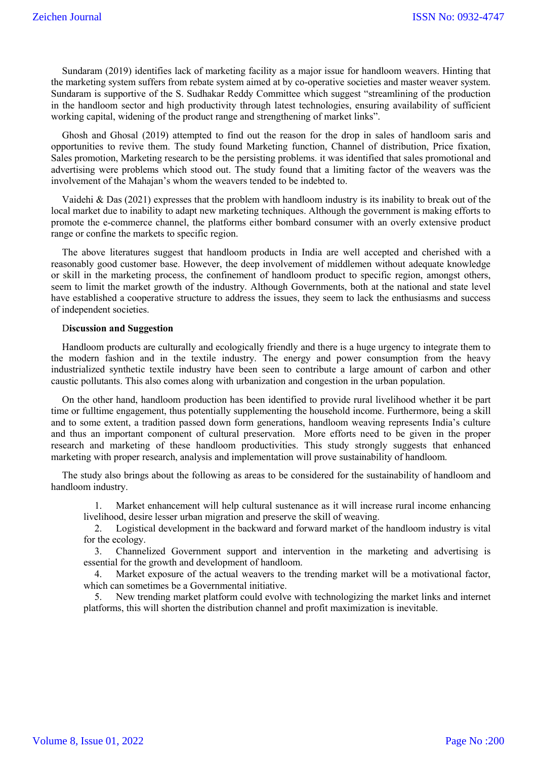Sundaram (2019) identifies lack of marketing facility as a major issue for handloom weavers. Hinting that the marketing system suffers from rebate system aimed at by co-operative societies and master weaver system. Sundaram is supportive of the S. Sudhakar Reddy Committee which suggest "streamlining of the production in the handloom sector and high productivity through latest technologies, ensuring availability of sufficient working capital, widening of the product range and strengthening of market links".

Ghosh and Ghosal (2019) attempted to find out the reason for the drop in sales of handloom saris and opportunities to revive them. The study found Marketing function, Channel of distribution, Price fixation, Sales promotion, Marketing research to be the persisting problems. it was identified that sales promotional and advertising were problems which stood out. The study found that a limiting factor of the weavers was the involvement of the Mahajan's whom the weavers tended to be indebted to.

Vaidehi & Das (2021) expresses that the problem with handloom industry is its inability to break out of the local market due to inability to adapt new marketing techniques. Although the government is making efforts to promote the e-commerce channel, the platforms either bombard consumer with an overly extensive product range or confine the markets to specific region.

The above literatures suggest that handloom products in India are well accepted and cherished with a reasonably good customer base. However, the deep involvement of middlemen without adequate knowledge or skill in the marketing process, the confinement of handloom product to specific region, amongst others, seem to limit the market growth of the industry. Although Governments, both at the national and state level have established a cooperative structure to address the issues, they seem to lack the enthusiasms and success of independent societies.

**Discussion and Suggestion**

Handloom products are culturally and ecologically friendly and there is a huge urgency to integrate them to the modern fashion and in the textile industry. The energy and power consumption from the heavy industrialized synthetic textile industry have been seen to contribute a large amount of carbon and other caustic pollutants. This also comes along with urbanization and congestion in the urban population.

On the other hand, handloom production has been identified to provide rural livelihood whether it be part time or fulltime engagement, thus potentially supplementing the household income. Furthermore, being a skill and to some extent, a tradition passed down form generations, handloom weaving represents India's culture and thus an important component of cultural preservation. More efforts need to be given in the proper research and marketing of these handloom productivities. This study strongly suggests that enhanced marketing with proper research, analysis and implementation will prove sustainability of handloom.

The study also brings about the following as areas to be considered for the sustainability of handloom and handloom industry.

1. Market enhancement will help cultural sustenance as it will increase rural income enhancing livelihood, desire lesser urban migration and preserve the skill of weaving.
2. Logistical development in the backward and forward market of the handloom industry is vital for the ecology.
3. Channelized Government support and intervention in the marketing and advertising is essential for the growth and development of handloom.
4. Market exposure of the actual weavers to the trending market will be a motivational factor, which can sometimes be a Governmental initiative.
5. New trending market platform could evolve with technologizing the market links and internet platforms, this will shorten the distribution channel and profit maximization is inevitable.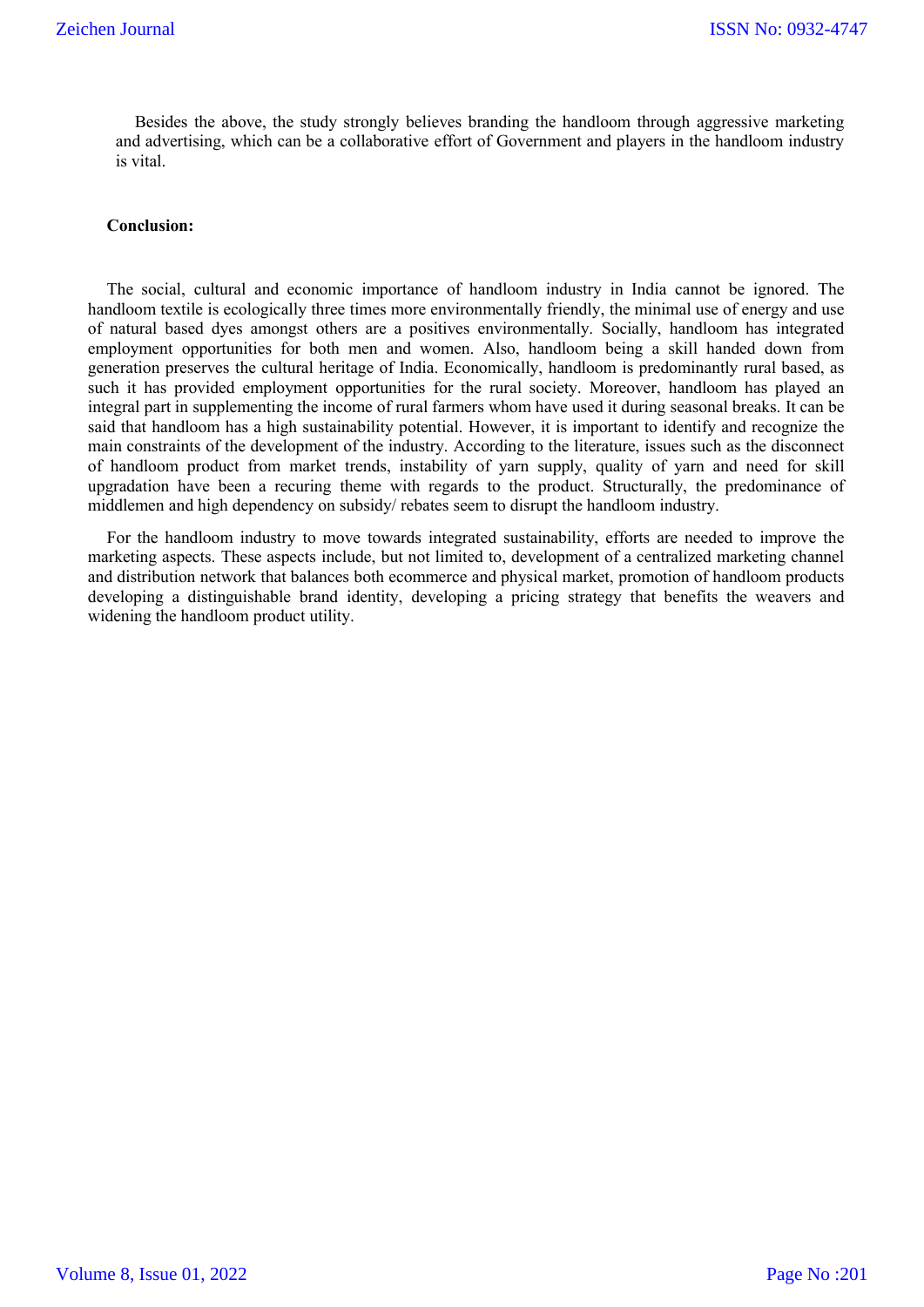Besides the above, the study strongly believes branding the handloom through aggressive marketing and advertising, which can be a collaborative effort of Government and players in the handloom industry is vital.

**Conclusion:**

The social, cultural and economic importance of handloom industry in India cannot be ignored. The handloom textile is ecologically three times more environmentally friendly, the minimal use of energy and use of natural based dyes amongst others are a positives environmentally. Socially, handloom has integrated employment opportunities for both men and women. Also, handloom being a skill handed down from generation preserves the cultural heritage of India. Economically, handloom is predominantly rural based, as such it has provided employment opportunities for the rural society. Moreover, handloom has played an integral part in supplementing the income of rural farmers whom have used it during seasonal breaks. It can be said that handloom has a high sustainability potential. However, it is important to identify and recognize the main constraints of the development of the industry. According to the literature, issues such as the disconnect of handloom product from market trends, instability of yarn supply, quality of yarn and need for skill upgradation have been a recuring theme with regards to the product. Structurally, the predominance of middlemen and high dependency on subsidy/ rebates seem to disrupt the handloom industry.

For the handloom industry to move towards integrated sustainability, efforts are needed to improve the marketing aspects. These aspects include, but not limited to, development of a centralized marketing channel and distribution network that balances both ecommerce and physical market, promotion of handloom products developing a distinguishable brand identity, developing a pricing strategy that benefits the weavers and widening the handloom product utility.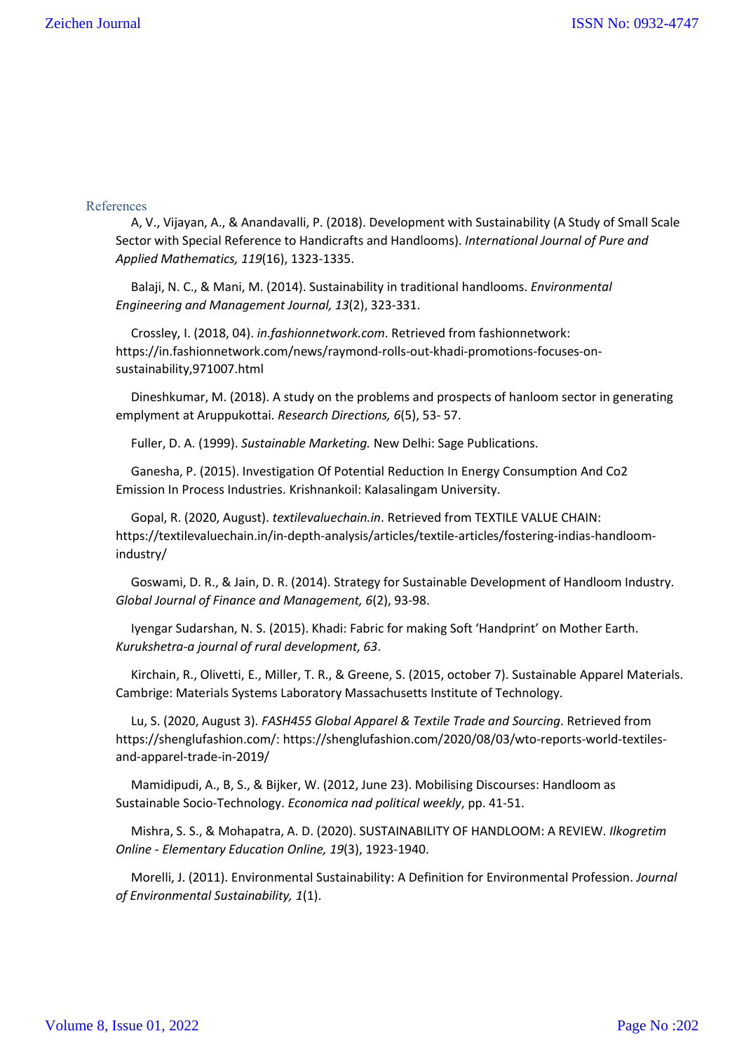## References

A, V., Vijayan, A., & Anandavalli, P. (2018). Development with Sustainability (A Study of Small Scale Sector with Special Reference to Handicrafts and Handlooms). *International Journal of Pure and Applied Mathematics, 119*(16), 1323-1335.

Balaji, N. C., & Mani, M. (2014). Sustainability in traditional handlooms. *Environmental Engineering and Management Journal, 13*(2), 323-331.

Crossley, I. (2018, 04). *in.fashionnetwork.com*. Retrieved from fashionnetwork: https://in.fashionnetwork.com/news/raymond-rolls-out-khadi-promotions-focuses-on-sustainability,971007.html

Dineshkumar, M. (2018). A study on the problems and prospects of hanloom sector in generating emplyment at Aruppukottai. *Research Directions, 6*(5), 53- 57.

Fuller, D. A. (1999). *Sustainable Marketing.* New Delhi: Sage Publications.

Ganesha, P. (2015). Investigation Of Potential Reduction In Energy Consumption And Co2 Emission In Process Industries. Krishnankoil: Kalasalingam University.

Gopal, R. (2020, August). *textilevaluechain.in*. Retrieved from TEXTILE VALUE CHAIN: https://textilevaluechain.in/in-depth-analysis/articles/textile-articles/fostering-indias-handloom-industry/

Goswami, D. R., & Jain, D. R. (2014). Strategy for Sustainable Development of Handloom Industry. *Global Journal of Finance and Management, 6*(2), 93-98.

Iyengar Sudarshan, N. S. (2015). Khadi: Fabric for making Soft 'Handprint' on Mother Earth. *Kurukshetra-a journal of rural development, 63*.

Kirchain, R., Olivetti, E., Miller, T. R., & Greene, S. (2015, october 7). Sustainable Apparel Materials. Cambrige: Materials Systems Laboratory Massachusetts Institute of Technology.

Lu, S. (2020, August 3). *FASH455 Global Apparel & Textile Trade and Sourcing*. Retrieved from https://shenglufashion.com/: https://shenglufashion.com/2020/08/03/wto-reports-world-textiles-and-apparel-trade-in-2019/

Mamidipudi, A., B, S., & Bijker, W. (2012, June 23). Mobilising Discourses: Handloom as Sustainable Socio-Technology. *Economica nad political weekly*, pp. 41-51.

Mishra, S. S., & Mohapatra, A. D. (2020). SUSTAINABILITY OF HANDLOOM: A REVIEW. *Ilkogretim Online - Elementary Education Online, 19*(3), 1923-1940.

Morelli, J. (2011). Environmental Sustainability: A Definition for Environmental Profession. *Journal of Environmental Sustainability, 1*(1).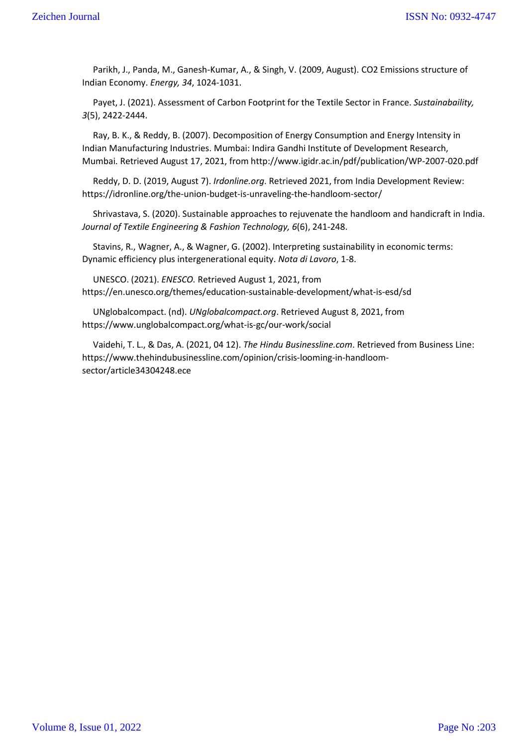Parikh, J., Panda, M., Ganesh-Kumar, A., & Singh, V. (2009, August). CO2 Emissions structure of Indian Economy. *Energy, 34*, 1024-1031.

Payet, J. (2021). Assessment of Carbon Footprint for the Textile Sector in France. *Sustainabaility, 3*(5), 2422-2444.

Ray, B. K., & Reddy, B. (2007). Decomposition of Energy Consumption and Energy Intensity in Indian Manufacturing Industries. Mumbai: Indira Gandhi Institute of Development Research, Mumbai. Retrieved August 17, 2021, from http://www.igidr.ac.in/pdf/publication/WP-2007-020.pdf

Reddy, D. D. (2019, August 7). *Irdonline.org*. Retrieved 2021, from India Development Review: https://idronline.org/the-union-budget-is-unraveling-the-handloom-sector/

Shrivastava, S. (2020). Sustainable approaches to rejuvenate the handloom and handicraft in India. *Journal of Textile Engineering & Fashion Technology, 6*(6), 241-248.

Stavins, R., Wagner, A., & Wagner, G. (2002). Interpreting sustainability in economic terms: Dynamic efficiency plus intergenerational equity. *Nota di Lavoro*, 1-8.

UNESCO. (2021). *ENESCO.* Retrieved August 1, 2021, from https://en.unesco.org/themes/education-sustainable-development/what-is-esd/sd

UNglobalcompact. (nd). *UNglobalcompact.org*. Retrieved August 8, 2021, from https://www.unglobalcompact.org/what-is-gc/our-work/social

Vaidehi, T. L., & Das, A. (2021, 04 12). *The Hindu Businessline.com*. Retrieved from Business Line: https://www.thehindubusinessline.com/opinion/crisis-looming-in-handloom-sector/article34304248.ece